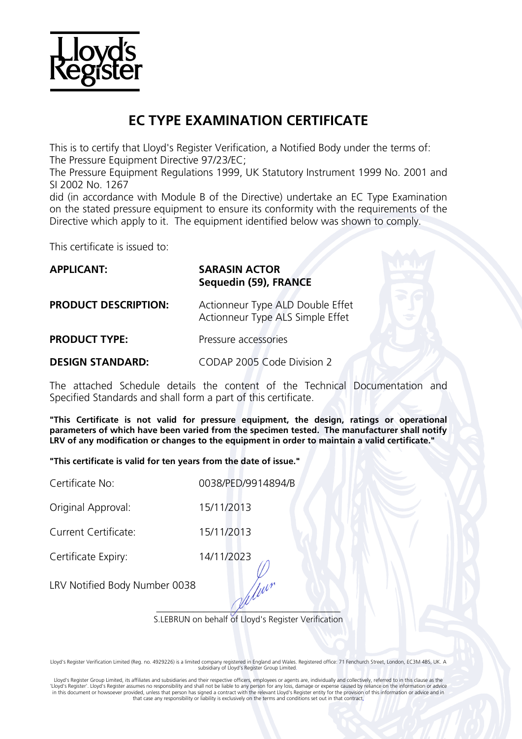Lloyd's Register

# EC TYPE EXAMINATION CERTIFICATE

This is to certify that Lloyd's Register Verification, a Notified Body under the terms of:
The Pressure Equipment Directive 97/23/EC;
The Pressure Equipment Regulations 1999, UK Statutory Instrument 1999 No. 2001 and SI 2002 No. 1267
did (in accordance with Module B of the Directive) undertake an EC Type Examination on the stated pressure equipment to ensure its conformity with the requirements of the Directive which apply to it. The equipment identified below was shown to comply.

This certificate is issued to:

| | |
|---|---|
| **APPLICANT:** | **SARASIN ACTOR**<br>**Sequedin (59), FRANCE** |
| **PRODUCT DESCRIPTION:** | Actionneur Type ALD Double Effet<br>Actionneur Type ALS Simple Effet |
| **PRODUCT TYPE:** | Pressure accessories |
| **DESIGN STANDARD:** | CODAP 2005 Code Division 2 |

The attached Schedule details the content of the Technical Documentation and Specified Standards and shall form a part of this certificate.

**"This Certificate is not valid for pressure equipment, the design, ratings or operational parameters of which have been varied from the specimen tested. The manufacturer shall notify LRV of any modification or changes to the equipment in order to maintain a valid certificate."**

**"This certificate is valid for ten years from the date of issue."**

| | |
|---|---|
| Certificate No: | 0038/PED/9914894/B |
| Original Approval: | 15/11/2013 |
| Current Certificate: | 15/11/2013 |
| Certificate Expiry: | 14/11/2023 |

LRV Notified Body Number 0038

S.LEBRUN on behalf of Lloyd's Register Verification

Lloyd's Register Verification Limited (Reg. no. 4929226) is a limited company registered in England and Wales. Registered office: 71 Fenchurch Street, London, EC3M 4BS, UK. A subsidiary of Lloyd's Register Group Limited.

Lloyd's Register Group Limited, its affiliates and subsidiaries and their respective officers, employees or agents are, individually and collectively, referred to in this clause as the 'Lloyd's Register'. Lloyd's Register assumes no responsibility and shall not be liable to any person for any loss, damage or expense caused by reliance on the information or advice in this document or howsoever provided, unless that person has signed a contract with the relevant Lloyd's Register entity for the provision of this information or advice and in that case any responsibility or liability is exclusively on the terms and conditions set out in that contract.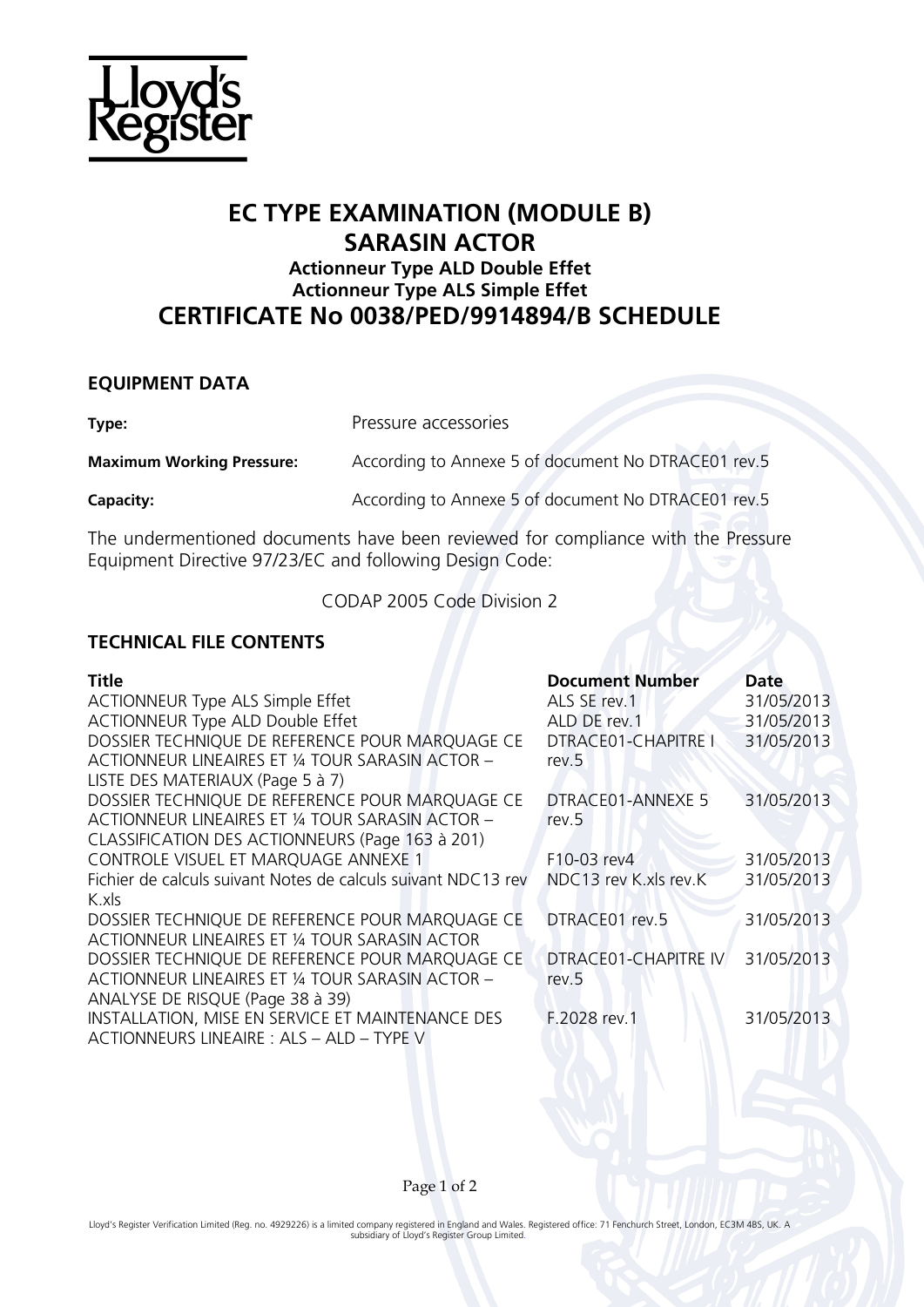# EC TYPE EXAMINATION (MODULE B)
# SARASIN ACTOR
### Actionneur Type ALD Double Effet
### Actionneur Type ALS Simple Effet
## CERTIFICATE No 0038/PED/9914894/B SCHEDULE

### EQUIPMENT DATA

**Type:** Pressure accessories

**Maximum Working Pressure:** According to Annexe 5 of document No DTRACE01 rev.5

**Capacity:** According to Annexe 5 of document No DTRACE01 rev.5

The undermentioned documents have been reviewed for compliance with the Pressure Equipment Directive 97/23/EC and following Design Code:

CODAP 2005 Code Division 2

### TECHNICAL FILE CONTENTS

| Title | Document Number | Date |
|---|---|---|
| ACTIONNEUR Type ALS Simple Effet | ALS SE rev.1 | 31/05/2013 |
| ACTIONNEUR Type ALD Double Effet | ALD DE rev.1 | 31/05/2013 |
| DOSSIER TECHNIQUE DE REFERENCE POUR MARQUAGE CE ACTIONNEUR LINEAIRES ET ¼ TOUR SARASIN ACTOR – LISTE DES MATERIAUX (Page 5 à 7) | DTRACE01-CHAPITRE I rev.5 | 31/05/2013 |
| DOSSIER TECHNIQUE DE REFERENCE POUR MARQUAGE CE ACTIONNEUR LINEAIRES ET ¼ TOUR SARASIN ACTOR – CLASSIFICATION DES ACTIONNEURS (Page 163 à 201) | DTRACE01-ANNEXE 5 rev.5 | 31/05/2013 |
| CONTROLE VISUEL ET MARQUAGE ANNEXE 1 | F10-03 rev4 | 31/05/2013 |
| Fichier de calculs suivant Notes de calculs suivant NDC13 rev K.xls | NDC13 rev K.xls rev.K | 31/05/2013 |
| DOSSIER TECHNIQUE DE REFERENCE POUR MARQUAGE CE ACTIONNEUR LINEAIRES ET ¼ TOUR SARASIN ACTOR | DTRACE01 rev.5 | 31/05/2013 |
| DOSSIER TECHNIQUE DE REFERENCE POUR MARQUAGE CE ACTIONNEUR LINEAIRES ET ¼ TOUR SARASIN ACTOR – ANALYSE DE RISQUE (Page 38 à 39) | DTRACE01-CHAPITRE IV rev.5 | 31/05/2013 |
| INSTALLATION, MISE EN SERVICE ET MAINTENANCE DES ACTIONNEURS LINEAIRE : ALS – ALD – TYPE V | F.2028 rev.1 | 31/05/2013 |

Lloyd's Register Verification Limited (Reg. no. 4929226) is a limited company registered in England and Wales. Registered office: 71 Fenchurch Street, London, EC3M 4BS, UK. A subsidiary of Lloyd's Register Group Limited.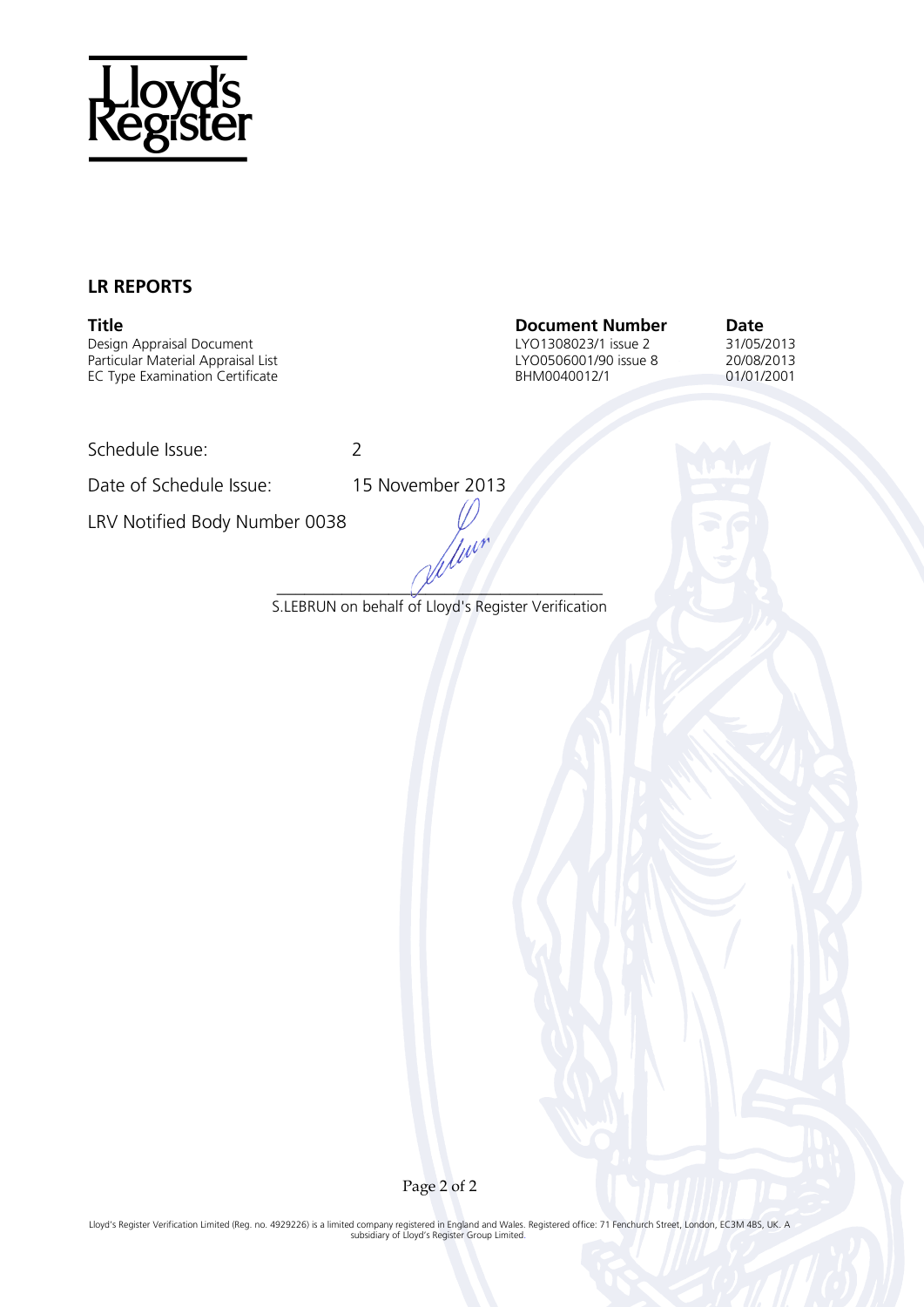Lloyd's Register

## LR REPORTS

| Title | Document Number | Date |
|---|---|---|
| Design Appraisal Document | LYO1308023/1 issue 2 | 31/05/2013 |
| Particular Material Appraisal List | LYO0506001/90 issue 8 | 20/08/2013 |
| EC Type Examination Certificate | BHM0040012/1 | 01/01/2001 |

Schedule Issue: 2

Date of Schedule Issue: 15 November 2013

LRV Notified Body Number 0038

S.LEBRUN on behalf of Lloyd's Register Verification

Lloyd's Register Verification Limited (Reg. no. 4929226) is a limited company registered in England and Wales. Registered office: 71 Fenchurch Street, London, EC3M 4BS, UK. A subsidiary of Lloyd's Register Group Limited.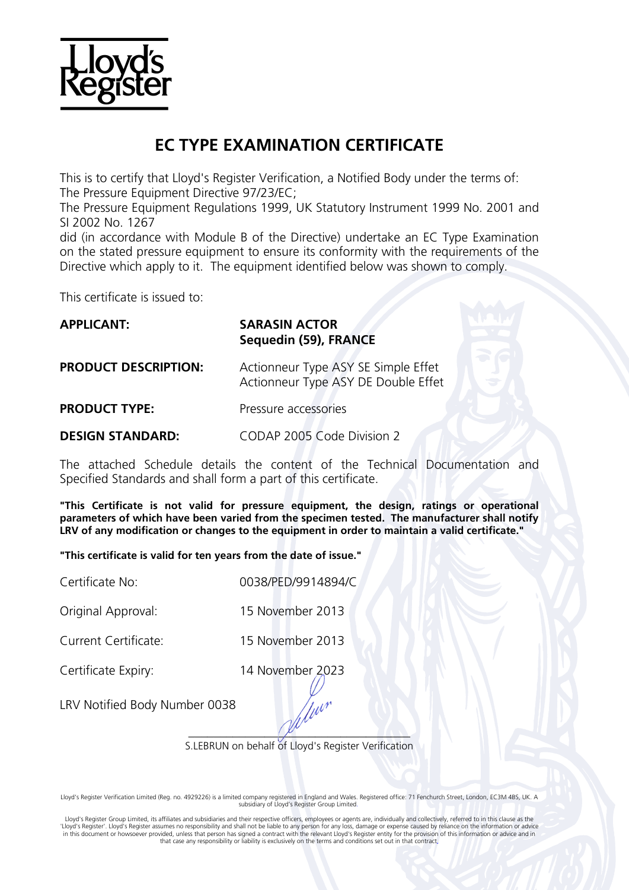# EC TYPE EXAMINATION CERTIFICATE

This is to certify that Lloyd's Register Verification, a Notified Body under the terms of:
The Pressure Equipment Directive 97/23/EC;
The Pressure Equipment Regulations 1999, UK Statutory Instrument 1999 No. 2001 and SI 2002 No. 1267
did (in accordance with Module B of the Directive) undertake an EC Type Examination on the stated pressure equipment to ensure its conformity with the requirements of the Directive which apply to it. The equipment identified below was shown to comply.

This certificate is issued to:

**APPLICANT:** **SARASIN ACTOR**
**Sequedin (59), FRANCE**

**PRODUCT DESCRIPTION:** Actionneur Type ASY SE Simple Effet
Actionneur Type ASY DE Double Effet

**PRODUCT TYPE:** Pressure accessories

**DESIGN STANDARD:** CODAP 2005 Code Division 2

The attached Schedule details the content of the Technical Documentation and Specified Standards and shall form a part of this certificate.

**"This Certificate is not valid for pressure equipment, the design, ratings or operational parameters of which have been varied from the specimen tested. The manufacturer shall notify LRV of any modification or changes to the equipment in order to maintain a valid certificate."**

**"This certificate is valid for ten years from the date of issue."**

Certificate No: 0038/PED/9914894/C

Original Approval: 15 November 2013

Current Certificate: 15 November 2013

Certificate Expiry: 14 November 2023

LRV Notified Body Number 0038

S.LEBRUN on behalf of Lloyd's Register Verification

Lloyd's Register Verification Limited (Reg. no. 4929226) is a limited company registered in England and Wales. Registered office: 71 Fenchurch Street, London, EC3M 4BS, UK. A subsidiary of Lloyd's Register Group Limited.

Lloyd's Register Group Limited, its affiliates and subsidiaries and their respective officers, employees or agents are, individually and collectively, referred to in this clause as the 'Lloyd's Register'. Lloyd's Register assumes no responsibility and shall not be liable to any person for any loss, damage or expense caused by reliance on the information or advice in this document or howsoever provided, unless that person has signed a contract with the relevant Lloyd's Register entity for the provision of this information or advice and in that case any responsibility or liability is exclusively on the terms and conditions set out in that contract.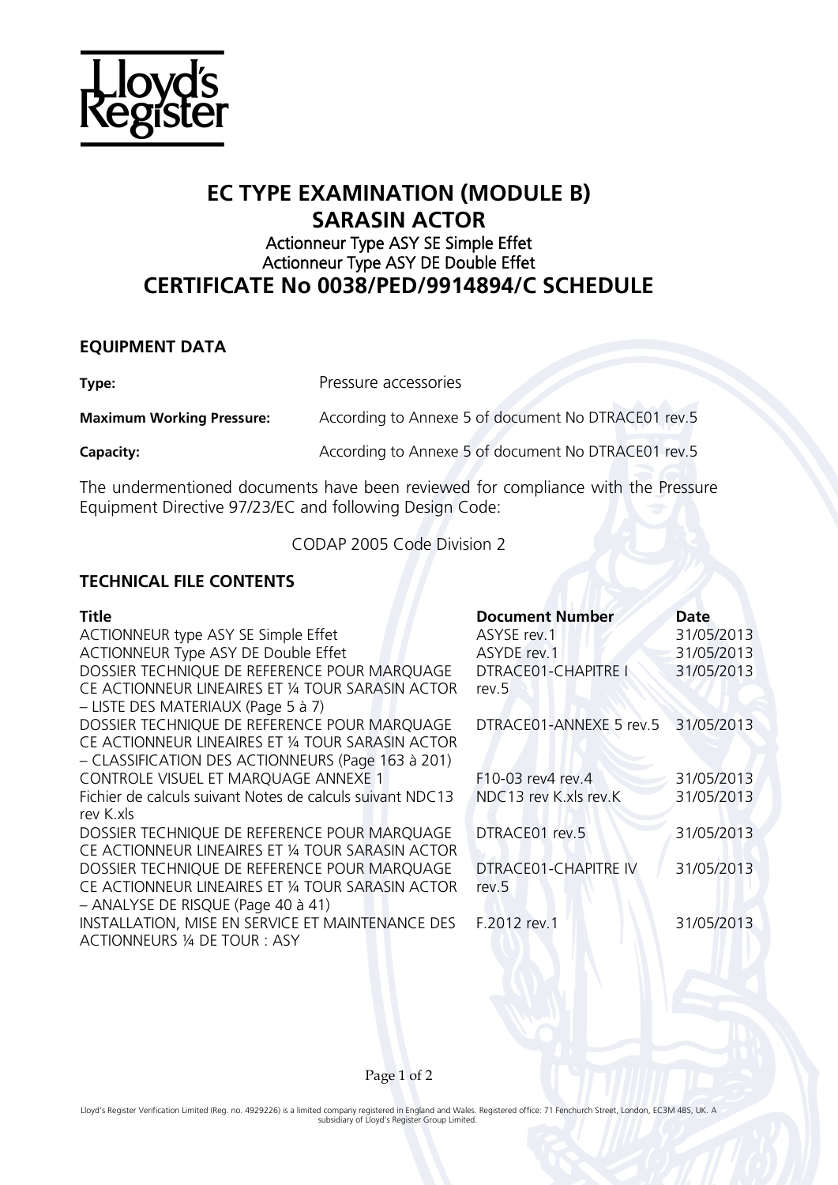# EC TYPE EXAMINATION (MODULE B)
# SARASIN ACTOR
### Actionneur Type ASY SE Simple Effet
### Actionneur Type ASY DE Double Effet
# CERTIFICATE No 0038/PED/9914894/C SCHEDULE

## EQUIPMENT DATA

| | |
|---|---|
| **Type:** | Pressure accessories |
| **Maximum Working Pressure:** | According to Annexe 5 of document No DTRACE01 rev.5 |
| **Capacity:** | According to Annexe 5 of document No DTRACE01 rev.5 |

The undermentioned documents have been reviewed for compliance with the Pressure Equipment Directive 97/23/EC and following Design Code:

CODAP 2005 Code Division 2

## TECHNICAL FILE CONTENTS

| Title | Document Number | Date |
|---|---|---|
| ACTIONNEUR type ASY SE Simple Effet | ASYSE rev.1 | 31/05/2013 |
| ACTIONNEUR Type ASY DE Double Effet | ASYDE rev.1 | 31/05/2013 |
| DOSSIER TECHNIQUE DE REFERENCE POUR MARQUAGE CE ACTIONNEUR LINEAIRES ET ¼ TOUR SARASIN ACTOR – LISTE DES MATERIAUX (Page 5 à 7) | DTRACE01-CHAPITRE I rev.5 | 31/05/2013 |
| DOSSIER TECHNIQUE DE REFERENCE POUR MARQUAGE CE ACTIONNEUR LINEAIRES ET ¼ TOUR SARASIN ACTOR – CLASSIFICATION DES ACTIONNEURS (Page 163 à 201) | DTRACE01-ANNEXE 5 rev.5 | 31/05/2013 |
| CONTROLE VISUEL ET MARQUAGE ANNEXE 1 | F10-03 rev4 rev.4 | 31/05/2013 |
| Fichier de calculs suivant Notes de calculs suivant NDC13 rev K.xls | NDC13 rev K.xls rev.K | 31/05/2013 |
| DOSSIER TECHNIQUE DE REFERENCE POUR MARQUAGE CE ACTIONNEUR LINEAIRES ET ¼ TOUR SARASIN ACTOR | DTRACE01 rev.5 | 31/05/2013 |
| DOSSIER TECHNIQUE DE REFERENCE POUR MARQUAGE CE ACTIONNEUR LINEAIRES ET ¼ TOUR SARASIN ACTOR – ANALYSE DE RISQUE (Page 40 à 41) | DTRACE01-CHAPITRE IV rev.5 | 31/05/2013 |
| INSTALLATION, MISE EN SERVICE ET MAINTENANCE DES ACTIONNEURS ¼ DE TOUR : ASY | F.2012 rev.1 | 31/05/2013 |

Lloyd's Register Verification Limited (Reg. no. 4929226) is a limited company registered in England and Wales. Registered office: 71 Fenchurch Street, London, EC3M 4BS, UK. A subsidiary of Lloyd's Register Group Limited.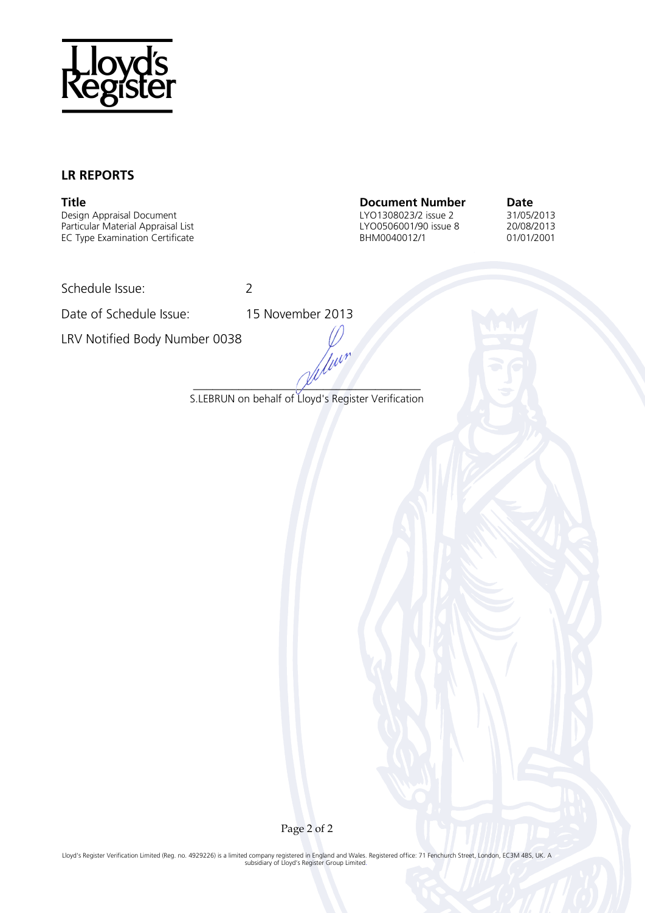## LR REPORTS

| Title | Document Number | Date |
| --- | --- | --- |
| Design Appraisal Document | LYO1308023/2 issue 2 | 31/05/2013 |
| Particular Material Appraisal List | LYO0506001/90 issue 8 | 20/08/2013 |
| EC Type Examination Certificate | BHM0040012/1 | 01/01/2001 |

Schedule Issue: 2

Date of Schedule Issue: 15 November 2013

LRV Notified Body Number 0038

S.LEBRUN on behalf of Lloyd's Register Verification

Lloyd's Register Verification Limited (Reg. no. 4929226) is a limited company registered in England and Wales. Registered office: 71 Fenchurch Street, London, EC3M 4BS, UK. A subsidiary of Lloyd's Register Group Limited.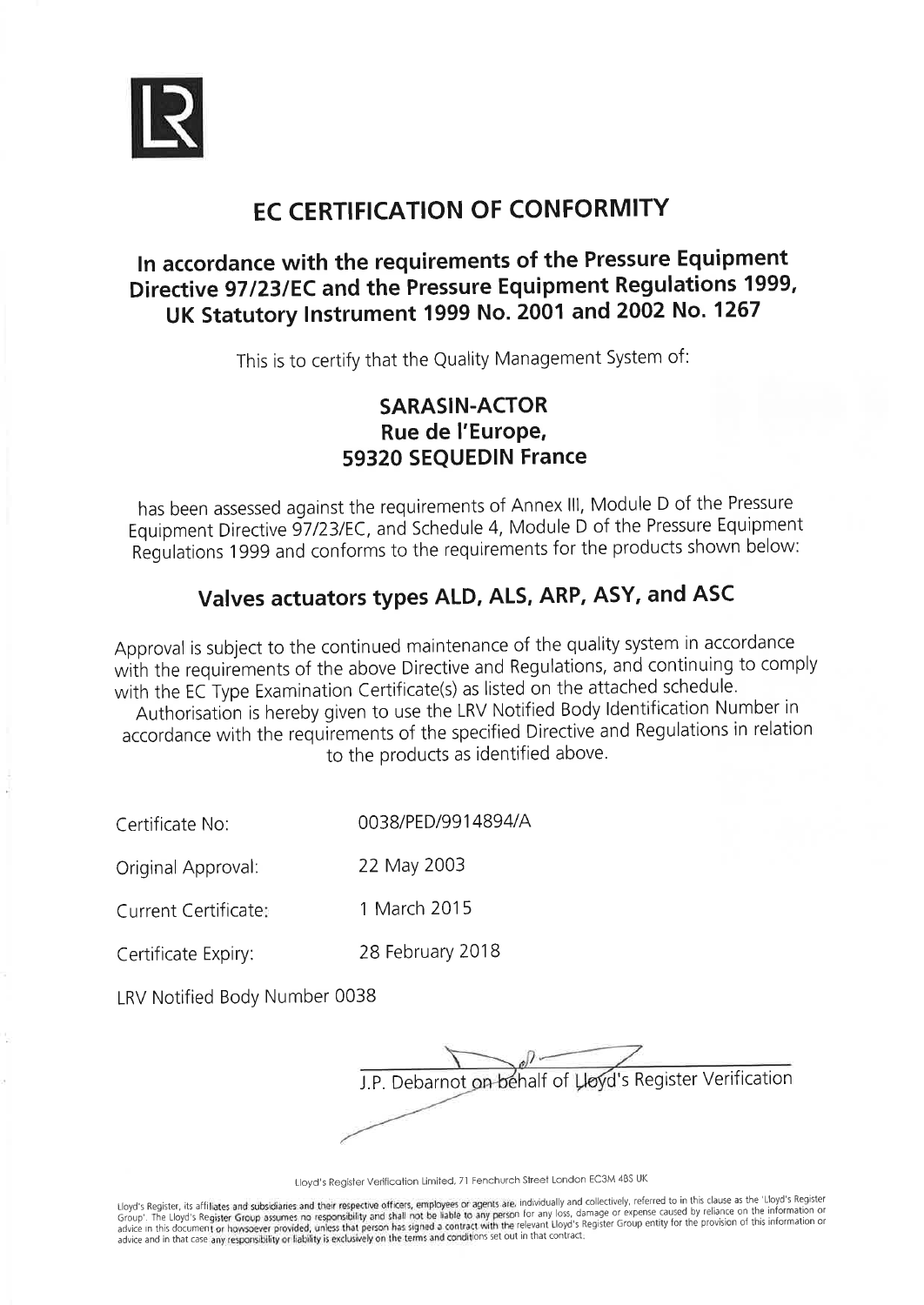# EC CERTIFICATION OF CONFORMITY

## In accordance with the requirements of the Pressure Equipment Directive 97/23/EC and the Pressure Equipment Regulations 1999, UK Statutory Instrument 1999 No. 2001 and 2002 No. 1267

This is to certify that the Quality Management System of:

**SARASIN-ACTOR**
**Rue de l'Europe,**
**59320 SEQUEDIN France**

has been assessed against the requirements of Annex III, Module D of the Pressure Equipment Directive 97/23/EC, and Schedule 4, Module D of the Pressure Equipment Regulations 1999 and conforms to the requirements for the products shown below:

## Valves actuators types ALD, ALS, ARP, ASY, and ASC

Approval is subject to the continued maintenance of the quality system in accordance with the requirements of the above Directive and Regulations, and continuing to comply with the EC Type Examination Certificate(s) as listed on the attached schedule.

Authorisation is hereby given to use the LRV Notified Body Identification Number in accordance with the requirements of the specified Directive and Regulations in relation to the products as identified above.

Certificate No: 0038/PED/9914894/A

Original Approval: 22 May 2003

Current Certificate: 1 March 2015

Certificate Expiry: 28 February 2018

LRV Notified Body Number 0038

J.P. Debarnot on behalf of Lloyd's Register Verification

Lloyd's Register Verification Limited, 71 Fenchurch Street London EC3M 4BS UK

Lloyd's Register, its affiliates and subsidiaries and their respective officers, employees or agents are, individually and collectively, referred to in this clause as the 'Lloyd's Register Group'. The Lloyd's Register Group assumes no responsibility and shall not be liable to any person for any loss, damage or expense caused by reliance on the information or advice in this document or howsoever provided, unless that person has signed a contract with the relevant Lloyd's Register Group entity for the provision of this information or advice and in that case any responsibility or liability is exclusively on the terms and conditions set out in that contract.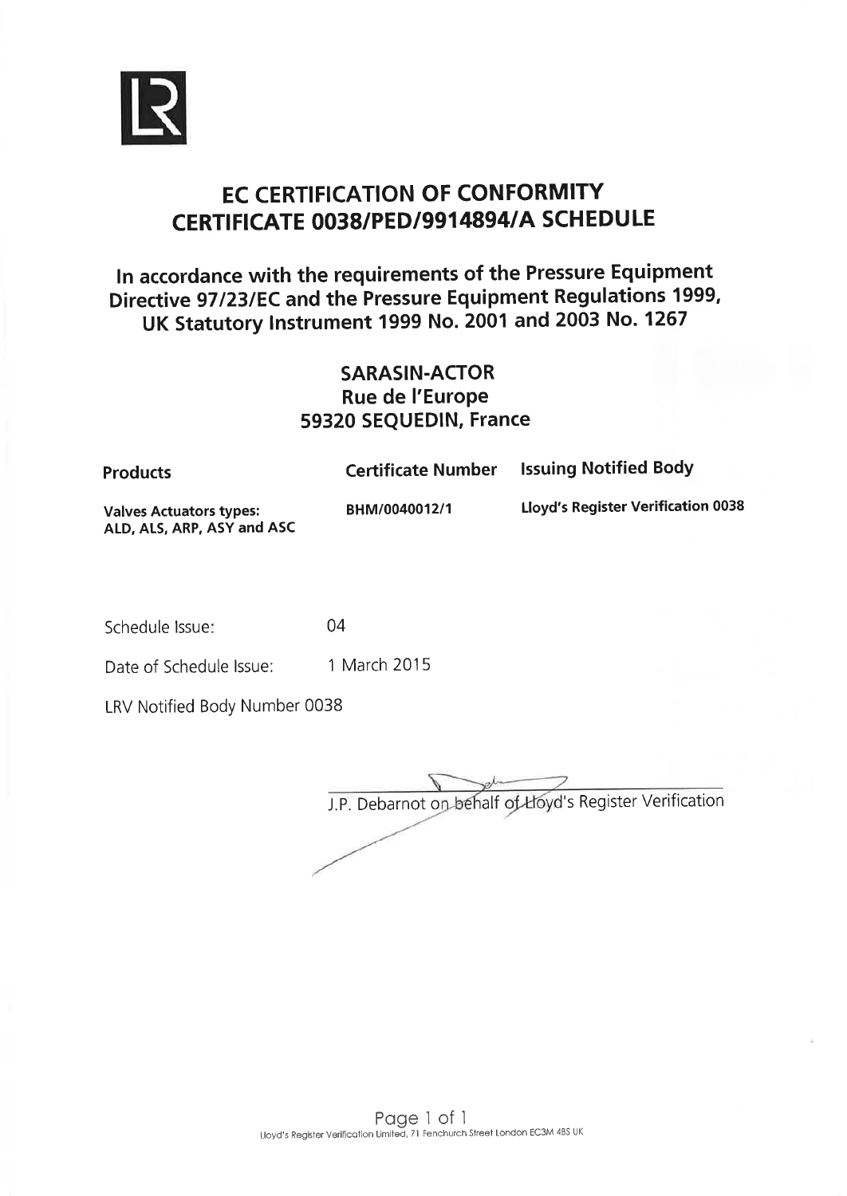# EC CERTIFICATION OF CONFORMITY
# CERTIFICATE 0038/PED/9914894/A SCHEDULE

## In accordance with the requirements of the Pressure Equipment Directive 97/23/EC and the Pressure Equipment Regulations 1999, UK Statutory Instrument 1999 No. 2001 and 2003 No. 1267

**SARASIN-ACTOR**
**Rue de l'Europe**
**59320 SEQUEDIN, France**

| Products | Certificate Number | Issuing Notified Body |
|---|---|---|
| **Valves Actuators types: ALD, ALS, ARP, ASY and ASC** | **BHM/0040012/1** | **Lloyd's Register Verification 0038** |

Schedule Issue: 04

Date of Schedule Issue: 1 March 2015

LRV Notified Body Number 0038

J.P. Debarnot on behalf of Lloyd's Register Verification

Lloyd's Register Verification Limited, 71 Fenchurch Street London EC3M 4BS UK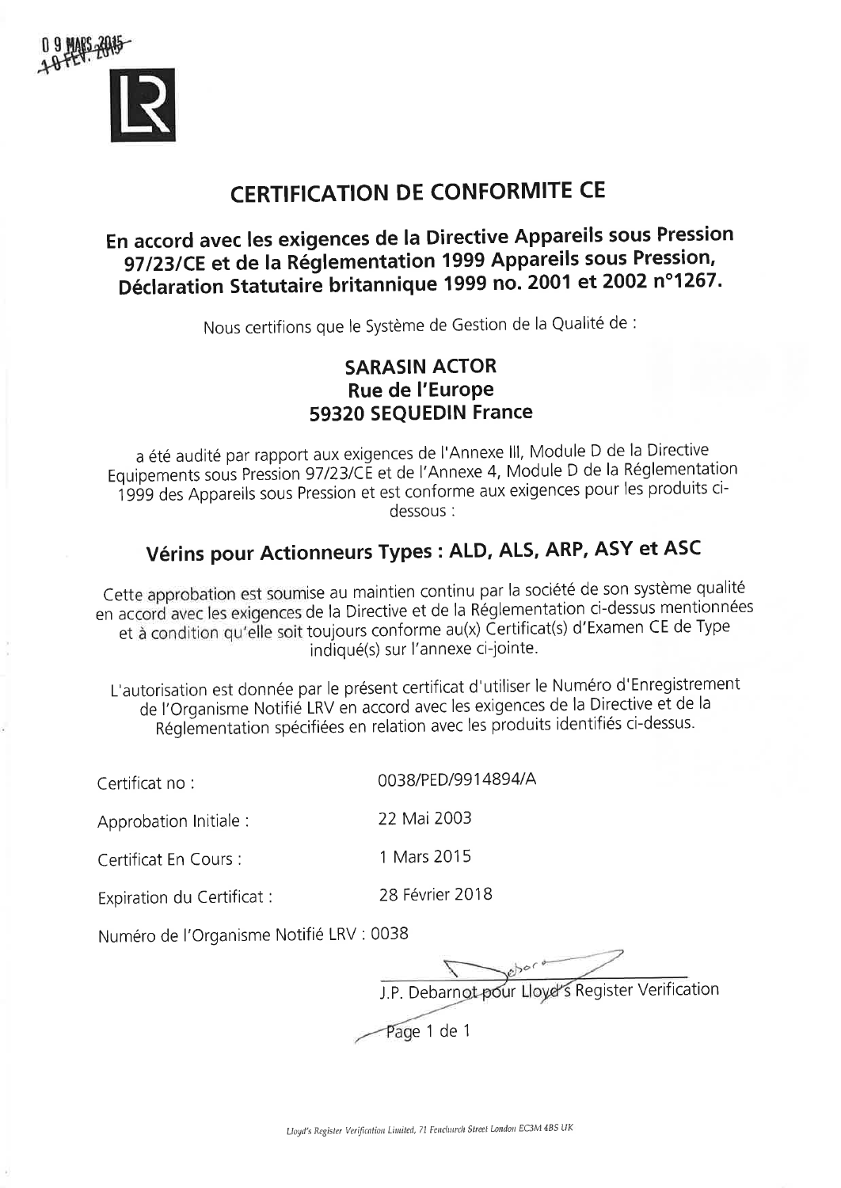0 9 MARS 2015
~~10 FEV. 2015~~

# CERTIFICATION DE CONFORMITE CE

## En accord avec les exigences de la Directive Appareils sous Pression 97/23/CE et de la Réglementation 1999 Appareils sous Pression, Déclaration Statutaire britannique 1999 no. 2001 et 2002 n°1267.

Nous certifions que le Système de Gestion de la Qualité de :

**SARASIN ACTOR**
**Rue de l'Europe**
**59320 SEQUEDIN France**

a été audité par rapport aux exigences de l'Annexe III, Module D de la Directive Equipements sous Pression 97/23/CE et de l'Annexe 4, Module D de la Réglementation 1999 des Appareils sous Pression et est conforme aux exigences pour les produits ci-dessous :

### Vérins pour Actionneurs Types : ALD, ALS, ARP, ASY et ASC

Cette approbation est soumise au maintien continu par la société de son système qualité en accord avec les exigences de la Directive et de la Réglementation ci-dessus mentionnées et à condition qu'elle soit toujours conforme au(x) Certificat(s) d'Examen CE de Type indiqué(s) sur l'annexe ci-jointe.

L'autorisation est donnée par le présent certificat d'utiliser le Numéro d'Enregistrement de l'Organisme Notifié LRV en accord avec les exigences de la Directive et de la Réglementation spécifiées en relation avec les produits identifiés ci-dessus.

| | |
|---|---|
| Certificat no : | 0038/PED/9914894/A |
| Approbation Initiale : | 22 Mai 2003 |
| Certificat En Cours : | 1 Mars 2015 |
| Expiration du Certificat : | 28 Février 2018 |

Numéro de l'Organisme Notifié LRV : 0038

J.P. Debarnot pour Lloyd's Register Verification

*Lloyd's Register Verification Limited, 71 Fenchurch Street London EC3M 4BS UK*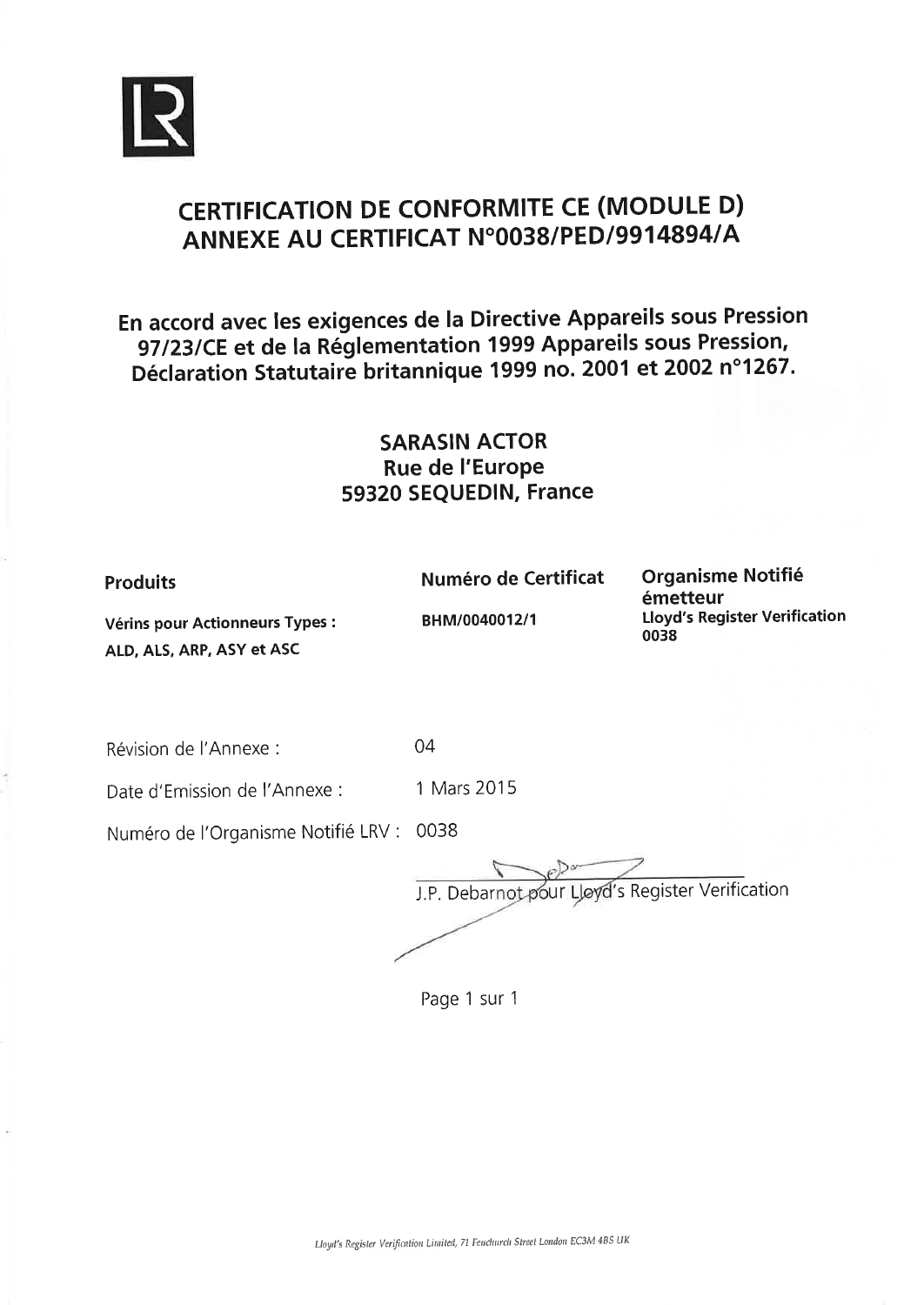# CERTIFICATION DE CONFORMITE CE (MODULE D) ANNEXE AU CERTIFICAT N°0038/PED/9914894/A

## En accord avec les exigences de la Directive Appareils sous Pression 97/23/CE et de la Réglementation 1999 Appareils sous Pression, Déclaration Statutaire britannique 1999 no. 2001 et 2002 n°1267.

**SARASIN ACTOR**
**Rue de l'Europe**
**59320 SEQUEDIN, France**

| Produits | Numéro de Certificat | Organisme Notifié émetteur |
|---|---|---|
| Vérins pour Actionneurs Types : ALD, ALS, ARP, ASY et ASC | BHM/0040012/1 | Lloyd's Register Verification 0038 |

Révision de l'Annexe : 04

Date d'Emission de l'Annexe : 1 Mars 2015

Numéro de l'Organisme Notifié LRV : 0038

J.P. Debarnot pour Lloyd's Register Verification

Lloyd's Register Verification Limited, 71 Fenchurch Street London EC3M 4BS UK